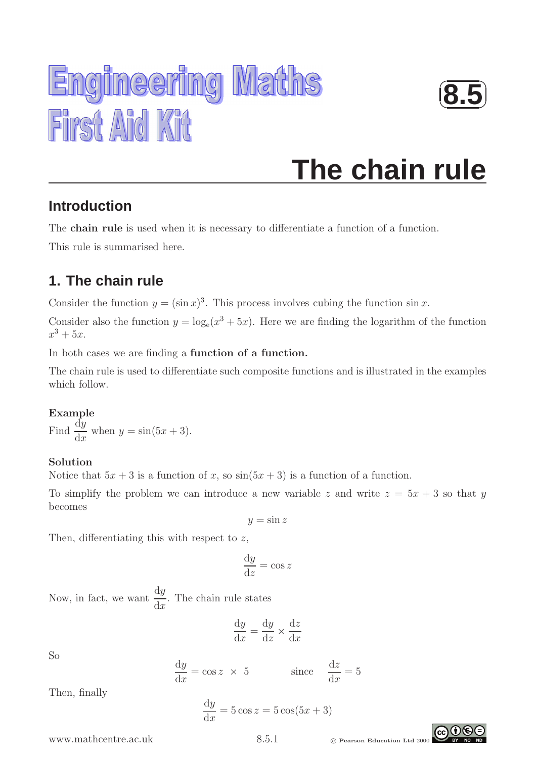# Engineering Maths First Aid Kit

**8.5**

# The chain rule

## Introduction

The **chain rule** is used when it is necessary to differentiate a function of a function.

This rule is summarised here.

## 1. The chain rule

Consider the function $y = (\sin x)^3$. This process involves cubing the function $\sin x$.

Consider also the function $y = \log_e(x^3 + 5x)$. Here we are finding the logarithm of the function $x^3 + 5x$.

In both cases we are finding a **function of a function.**

The chain rule is used to differentiate such composite functions and is illustrated in the examples which follow.

**Example**

Find $\dfrac{dy}{dx}$ when $y = \sin(5x + 3)$.

**Solution**

Notice that $5x + 3$ is a function of $x$, so $\sin(5x + 3)$ is a function of a function.

To simplify the problem we can introduce a new variable $z$ and write $z = 5x + 3$ so that $y$ becomes

$$y = \sin z$$

Then, differentiating this with respect to $z$,

$$\frac{dy}{dz} = \cos z$$

Now, in fact, we want $\dfrac{dy}{dx}$. The chain rule states

$$\frac{dy}{dx} = \frac{dy}{dz} \times \frac{dz}{dx}$$

So

$$\frac{dy}{dx} = \cos z \times 5 \qquad \text{since} \qquad \frac{dz}{dx} = 5$$

Then, finally

$$\frac{dy}{dx} = 5\cos z = 5\cos(5x + 3)$$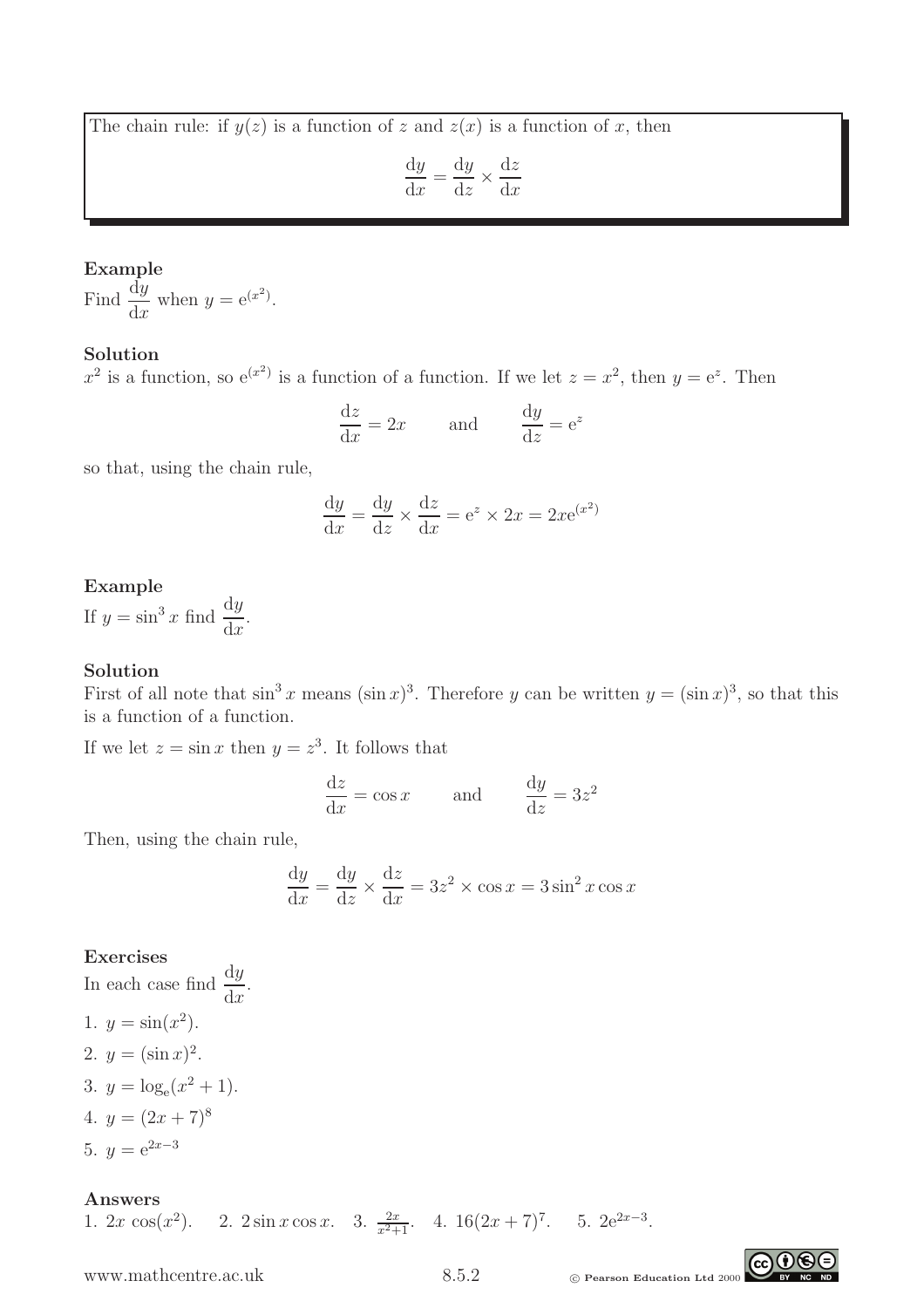The chain rule: if $y(z)$ is a function of $z$ and $z(x)$ is a function of $x$, then

$$\frac{\mathrm{d}y}{\mathrm{d}x} = \frac{\mathrm{d}y}{\mathrm{d}z} \times \frac{\mathrm{d}z}{\mathrm{d}x}$$

**Example**

Find $\dfrac{\mathrm{d}y}{\mathrm{d}x}$ when $y = \mathrm{e}^{(x^2)}$.

**Solution**

$x^2$ is a function, so $\mathrm{e}^{(x^2)}$ is a function of a function. If we let $z = x^2$, then $y = \mathrm{e}^z$. Then

$$\frac{\mathrm{d}z}{\mathrm{d}x} = 2x \qquad \text{and} \qquad \frac{\mathrm{d}y}{\mathrm{d}z} = \mathrm{e}^z$$

so that, using the chain rule,

$$\frac{\mathrm{d}y}{\mathrm{d}x} = \frac{\mathrm{d}y}{\mathrm{d}z} \times \frac{\mathrm{d}z}{\mathrm{d}x} = \mathrm{e}^z \times 2x = 2x\mathrm{e}^{(x^2)}$$

**Example**

If $y = \sin^3 x$ find $\dfrac{\mathrm{d}y}{\mathrm{d}x}$.

**Solution**

First of all note that $\sin^3 x$ means $(\sin x)^3$. Therefore $y$ can be written $y = (\sin x)^3$, so that this is a function of a function.

If we let $z = \sin x$ then $y = z^3$. It follows that

$$\frac{\mathrm{d}z}{\mathrm{d}x} = \cos x \qquad \text{and} \qquad \frac{\mathrm{d}y}{\mathrm{d}z} = 3z^2$$

Then, using the chain rule,

$$\frac{\mathrm{d}y}{\mathrm{d}x} = \frac{\mathrm{d}y}{\mathrm{d}z} \times \frac{\mathrm{d}z}{\mathrm{d}x} = 3z^2 \times \cos x = 3\sin^2 x \cos x$$

**Exercises**

In each case find $\dfrac{\mathrm{d}y}{\mathrm{d}x}$.

1. $y = \sin(x^2)$.
2. $y = (\sin x)^2$.
3. $y = \log_{\mathrm{e}}(x^2 + 1)$.
4. $y = (2x + 7)^8$
5. $y = \mathrm{e}^{2x-3}$

**Answers**

1. $2x\,\cos(x^2)$. 2. $2\sin x \cos x$. 3. $\frac{2x}{x^2+1}$. 4. $16(2x+7)^7$. 5. $2\mathrm{e}^{2x-3}$.